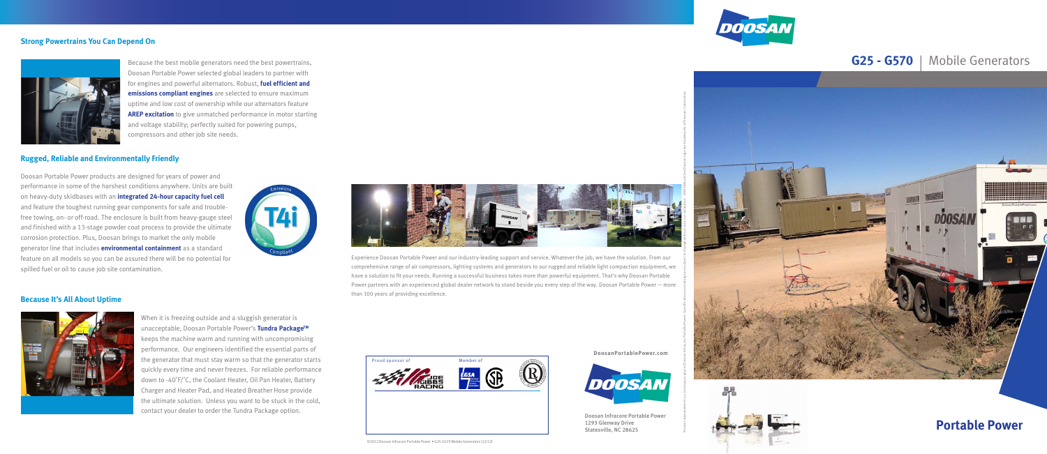## Strong Powertrains You Can Depend On

Because the best mobile generators need the best powertrains, Doosan Portable Power selected global leaders to partner with for engines and powerful alternators. Robust, **fuel efficient and emissions compliant engines** are selected to ensure maximum uptime and low cost of ownership while our alternators feature **AREP excitation** to give unmatched performance in motor starting and voltage stability; perfectly suited for powering pumps, compressors and other job site needs.

## Rugged, Reliable and Environmentally Friendly

Doosan Portable Power products are designed for years of power and performance in some of the harshest conditions anywhere. Units are built on heavy-duty skidbases with an **integrated 24-hour capacity fuel cell** and feature the toughest running gear components for safe and trouble-free towing, on- or off-road. The enclosure is built from heavy-gauge steel and finished with a 13-stage powder coat process to provide the ultimate corrosion protection. Plus, Doosan brings to market the only mobile generator line that includes **environmental containment** as a standard feature on all models so you can be assured there will be no potential for spilled fuel or oil to cause job site contamination.

Emissions T4i Compliant

## Because It's All About Uptime

When it is freezing outside and a sluggish generator is unacceptable, Doosan Portable Power's **Tundra Package™** keeps the machine warm and running with uncompromising performance. Our engineers identified the essential parts of the generator that must stay warm so that the generator starts quickly every time and never freezes. For reliable performance down to -40°F/°C, the Coolant Heater, Oil Pan Heater, Battery Charger and Heater Pad, and Heated Breather Hose provide the ultimate solution. Unless you want to be stuck in the cold, contact your dealer to order the Tundra Package option.

Experience Doosan Portable Power and our industry-leading support and service. Whatever the job, we have the solution. From our comprehensive range of air compressors, lighting systems and generators to our rugged and reliable light compaction equipment, we have a solution to fit your needs. Running a successful business takes more than powerful equipment. That's why Doosan Portable Power partners with an experienced global dealer network to stand beside you every step of the way. Doosan Portable Power — more than 100 years of providing excellence.

Proud sponsor of Joe Gibbs Racing

Member of EGSA

©2012 Doosan Infracore Portable Power • G25-G570 Mobile Generators (12/12)

DoosanPortablePower.com

DOOSAN

Doosan Infracore Portable Power
1293 Glenway Drive
Statesville, NC 28625

DOOSAN

# G25 - G570 | Mobile Generators

## Portable Power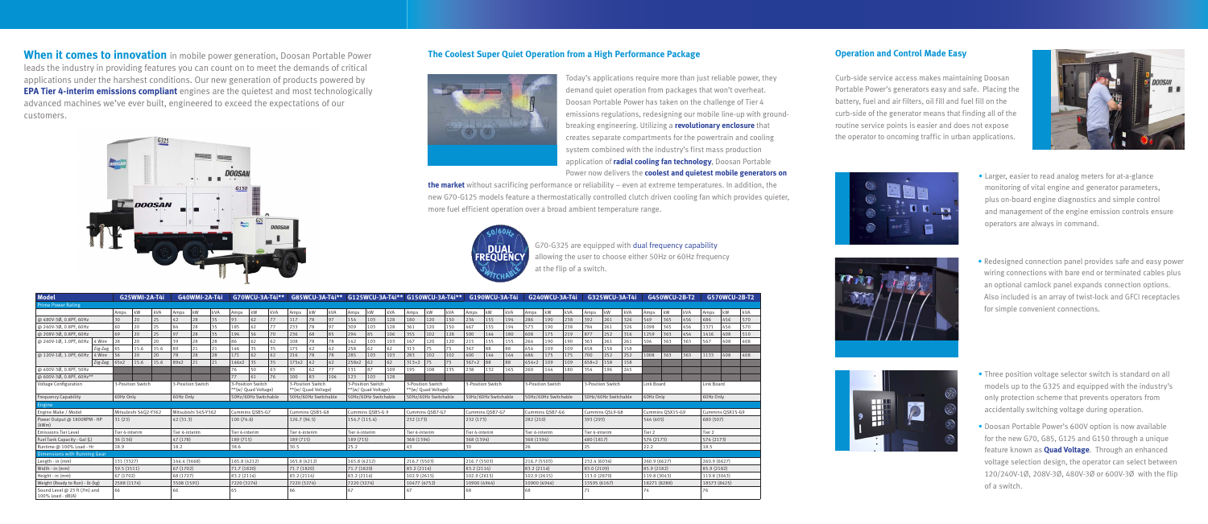**When it comes to innovation** in mobile power generation, Doosan Portable Power leads the industry in providing features you can count on to meet the demands of critical applications under the harshest conditions. Our new generation of products powered by **EPA Tier 4-interim emissions compliant** engines are the quietest and most technologically advanced machines we've ever built, engineered to exceed the expectations of our customers.

## The Coolest Super Quiet Operation from a High Performance Package

Today's applications require more than just reliable power, they demand quiet operation from packages that won't overheat. Doosan Portable Power has taken on the challenge of Tier 4 emissions regulations, redesigning our mobile line-up with ground-breaking engineering. Utilizing a **revolutionary enclosure** that creates separate compartments for the powertrain and cooling system combined with the industry's first mass production application of **radial cooling fan technology**, Doosan Portable Power now delivers the **coolest and quietest mobile generators on the market** without sacrificing performance or reliability – even at extreme temperatures. In addition, the new G70-G125 models feature a thermostatically controlled clutch driven cooling fan which provides quieter, more fuel efficient operation over a broad ambient temperature range.

DUAL FREQUENCY 50/60Hz SWITCHABLE

G70-G325 are equipped with dual frequency capability allowing the user to choose either 50Hz or 60Hz frequency at the flip of a switch.

## Operation and Control Made Easy

Curb-side service access makes maintaining Doosan Portable Power's generators easy and safe. Placing the battery, fuel and air filters, oil fill and fuel fill on the curb-side of the generator means that finding all of the routine service points is easier and does not expose the operator to oncoming traffic in urban applications.

- Larger, easier to read analog meters for at-a-glance monitoring of vital engine and generator parameters, plus on-board engine diagnostics and simple control and management of the engine emission controls ensure operators are always in command.
- Redesigned connection panel provides safe and easy power wiring connections with bare end or terminated cables plus an optional camlock panel expands connection options. Also included is an array of twist-lock and GFCI receptacles for simple convenient connections.
- Three position voltage selector switch is standard on all models up to the G325 and equipped with the industry's only protection scheme that prevents operators from accidentally switching voltage during operation.
- Doosan Portable Power's 600V option is now available for the new G70, G85, G125 and G150 through a unique feature known as **Quad Voltage**. Through an enhanced voltage selection design, the operator can select between 120/240V-1Ø, 208V-3Ø, 480V-3Ø or 600V-3Ø with the flip of a switch.

| Model | | G25WMI-2A-T4i | | | G40WMI-2A-T4i | | | G70WCU-3A-T4i** | | | G85WCU-3A-T4i** | | | G125WCU-3A-T4i** | | | G150WCU-3A-T4i** | | | G190WCU-3A-T4i | | | G240WCU-3A-T4i | | | G325WCU-3A-T4i | | | G450WCU-2B-T2 | | | G570WCU-2B-T2 | | |
|---|---|---|---|---|---|---|---|---|---|---|---|---|---|---|---|---|---|---|---|---|---|---|---|---|---|---|---|---|---|---|---|---|---|---|
| **Prime Power Rating** | | | | | | | | | | | | | | | | | | | | | | | | | | | | | | | | | | |
| | | Amps | kW | kVA | Amps | kW | kVA | Amps | kW | kVA | Amps | kW | kVA | Amps | kW | kVA | Amps | kW | kVA | Amps | kW | kVA | Amps | kW | kVA | Amps | kW | kVA | Amps | kW | kVA | Amps | kW | kVA |
| @ 480V-3Ø, 0.8PF, 60Hz | | 30 | 20 | 25 | 42 | 28 | 35 | 93 | 62 | 77 | 117 | 78 | 97 | 154 | 103 | 128 | 180 | 120 | 150 | 234 | 155 | 194 | 286 | 190 | 238 | 392 | 261 | 326 | 549 | 365 | 456 | 686 | 456 | 570 |
| @ 240V-3Ø, 0.8PF, 60Hz | | 60 | 20 | 25 | 84 | 28 | 35 | 185 | 62 | 77 | 233 | 78 | 97 | 309 | 103 | 128 | 361 | 120 | 150 | 467 | 155 | 194 | 573 | 190 | 238 | 784 | 261 | 326 | 1098 | 365 | 456 | 1371 | 456 | 570 |
| @ 208V-3Ø, 0.8PF, 60Hz | | 69 | 20 | 25 | 97 | 28 | 35 | 196 | 56 | 70 | 236 | 68 | 85 | 294 | 85 | 106 | 355 | 102 | 128 | 500 | 144 | 180 | 608 | 175 | 219 | 877 | 252 | 316 | 1259 | 363 | 456 | 1416 | 408 | 510 |
| @ 240V-1Ø, 1.0PF, 60Hz | 4 Wire | 28 | 20 | 20 | 39 | 28 | 28 | 86 | 62 | 62 | 108 | 78 | 78 | 142 | 103 | 103 | 167 | 120 | 120 | 215 | 155 | 155 | 264 | 190 | 190 | 363 | 261 | 261 | 504 | 363 | 363 | 567 | 408 | 408 |
| | Zig-Zag | 65 | 15.6 | 15.6 | 89 | 21 | 21 | 146 | 35 | 35 | 175 | 42 | 42 | 258 | 62 | 62 | 313 | 75 | 75 | 367 | 88 | 88 | 454 | 109 | 109 | 658 | 158 | 158 | | | | | | |
| @ 120V-1Ø, 1.0PF, 60Hz | 4 Wire | 56 | 20 | 20 | 78 | 28 | 28 | 171 | 62 | 62 | 216 | 78 | 78 | 285 | 103 | 103 | 283 | 102 | 102 | 400 | 144 | 144 | 486 | 175 | 175 | 700 | 252 | 252 | 1008 | 363 | 363 | 1133 | 408 | 408 |
| | Zig-Zag | 65x2 | 15.6 | 15.6 | 89x2 | 21 | 21 | 146x2 | 35 | 35 | 175x2 | 42 | 42 | 258x2 | 62 | 62 | 313x2 | 75 | 75 | 367x2 | 88 | 88 | 454x2 | 109 | 109 | 658x2 | 158 | 158 | | | | | | |
| @ 600V-3Ø, 0.8PF, 50Hz | | | | | | | | 76 | 50 | 63 | 93 | 62 | 77 | 131 | 87 | 109 | 195 | 108 | 135 | 238 | 132 | 165 | 260 | 144 | 180 | 354 | 196 | 245 | | | | | | |
| @ 600V-3Ø, 0.8PF, 60Hz** | | | | | | | | 77 | 61 | 76 | 100 | 83 | 106 | 123 | 103 | 128 | | | | | | | | | | | | | | | | | | |
| Voltage Configuration | | 3-Position Switch | | | 3-Position Switch | | | 3-Position Switch **(w/ Quad Voltage) | | | 3-Position Switch **(w/ Quad Voltage) | | | 3-Position Switch **(w/ Quad Voltage) | | | 3-Position Switch **(w/ Quad Voltage) | | | 3-Position Switch | | | 3-Position Switch | | | 3-Position Switch | | | Link Board | | | Link Board | | |
| Frequency Capability | | 60Hz Only | | | 60Hz Only | | | 50Hz/60Hz Switchable | | | 50Hz/60Hz Switchable | | | 50Hz/60Hz Switchable | | | 50Hz/60Hz Switchable | | | 50Hz/60Hz Switchable | | | 50Hz/60Hz Switchable | | | 50Hz/60Hz Switchable | | | 60Hz Only | | | 60Hz Only | | |
| **Engine** | | | | | | | | | | | | | | | | | | | | | | | | | | | | | | | | | | |
| Engine Make / Model | | Mitsubishi S4Q2-Y362 | | | Mitsubishi S4S-Y362 | | | Cummins QSB5-G7 | | | Cummins QSB5-G9 | | | Cummins QSB5-G 9 | | | Cummins QSB7-G7 | | | Cummins QSB7-G7 | | | Cummins QSB7-G6 | | | Cummins QSL9-G8 | | | Cummins QSX15-G9 | | | Cummins QSX15-G9 | | |
| Power Output @ 1800RPM - HP (kWm) | | 31 (23) | | | 42 (31.3) | | | 100 (74.6) | | | 126.7 (94.5) | | | 154.7 (115.4) | | | 232 (173) | | | 232 (173) | | | 282 (210) | | | 393 (293) | | | 546 (605) | | | 680 (507) | | |
| Emissions Tier Level | | Tier 4-interim | | | Tier 4-interim | | | Tier 4-interim | | | Tier 4-interim | | | Tier 4-interim | | | Tier 4-interim | | | Tier 4-interim | | | Tier 4-interim | | | Tier 4-interim | | | Tier 2 | | | Tier 2 | | |
| Fuel Tank Capacity - Gal (L) | | 36 (136) | | | 47 (178) | | | 189 (715) | | | 189 (715) | | | 189 (715) | | | 368 (1394) | | | 368 (1394) | | | 368 (1394) | | | 480 (1817) | | | 574 (2173) | | | 574 (2173) | | |
| Runtime @ 100% Load - Hr | | 18.9 | | | 18.2 | | | 38.6 | | | 30.5 | | | 25.2 | | | 43 | | | 30 | | | 26 | | | 25 | | | 22.2 | | | 18.5 | | |
| **Dimensions with Running Gear** | | | | | | | | | | | | | | | | | | | | | | | | | | | | | | | | | | |
| Length - in (mm) | | 131 (3327) | | | 144.4 (3668) | | | 165.8 (4212) | | | 165.8 (4212) | | | 165.8 (4212) | | | 216.7 (5503) | | | 216.7 (5503) | | | 216.7 (5503) | | | 232.6 (6036) | | | 260.9 (6627) | | | 260.9 (6627) | | |
| Width - in (mm) | | 59.5 (1511) | | | 67 (1702) | | | 71.7 (1820) | | | 71.7 (1820) | | | 71.7 (1820) | | | 83.2 (2114) | | | 83.2 (2114) | | | 83.2 (2114) | | | 83.0 (2109) | | | 85.9 (2182) | | | 85.9 (2182) | | |
| Height - in (mm) | | 67 (1702) | | | 68 (1727) | | | 83.2 (2114) | | | 83.2 (2114) | | | 83.2 (2114) | | | 102.9 (2615) | | | 102.9 (2615) | | | 102.9 (2615) | | | 113.0 (2870) | | | 119.8 (3043) | | | 119.8 (3043) | | |
| Weight (Ready to Run) - lb (kg) | | 2588 (1174) | | | 3508 (1591) | | | 7220 (3274) | | | 7220 (3274) | | | 7220 (3274) | | | 10477 (4752) | | | 10900 (4944) | | | 10900 (4944) | | | 13595 (6167) | | | 18271 (8288) | | | 18573 (8425) | | |
| Sound Level @ 23 ft (7m) and 100% Load - dB(A) | | 66 | | | 66 | | | 65 | | | 66 | | | 67 | | | 67 | | | 68 | | | 68 | | | 71 | | | 74 | | | 76 | | |